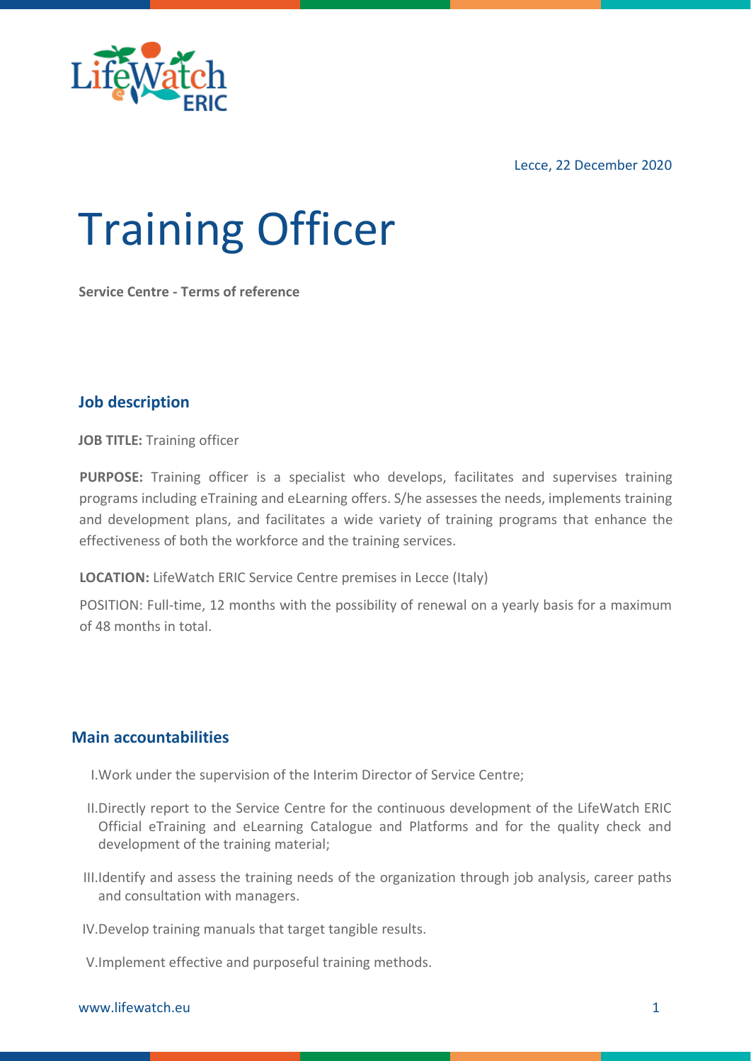Lecce, 22 December 2020

# Training Officer

**Service Centre - Terms of reference**

## Job description

**JOB TITLE:** Training officer

**PURPOSE:** Training officer is a specialist who develops, facilitates and supervises training programs including eTraining and eLearning offers. S/he assesses the needs, implements training and development plans, and facilitates a wide variety of training programs that enhance the effectiveness of both the workforce and the training services.

**LOCATION:** LifeWatch ERIC Service Centre premises in Lecce (Italy)

POSITION: Full-time, 12 months with the possibility of renewal on a yearly basis for a maximum of 48 months in total.

## Main accountabilities

I. Work under the supervision of the Interim Director of Service Centre;

II. Directly report to the Service Centre for the continuous development of the LifeWatch ERIC Official eTraining and eLearning Catalogue and Platforms and for the quality check and development of the training material;

III. Identify and assess the training needs of the organization through job analysis, career paths and consultation with managers.

IV. Develop training manuals that target tangible results.

V. Implement effective and purposeful training methods.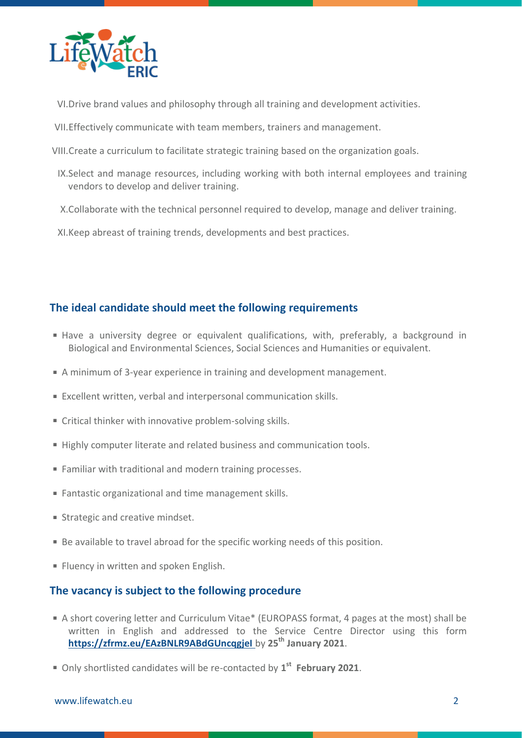VI. Drive brand values and philosophy through all training and development activities.

VII. Effectively communicate with team members, trainers and management.

VIII. Create a curriculum to facilitate strategic training based on the organization goals.

IX. Select and manage resources, including working with both internal employees and training vendors to develop and deliver training.

X. Collaborate with the technical personnel required to develop, manage and deliver training.

XI. Keep abreast of training trends, developments and best practices.

## The ideal candidate should meet the following requirements

- Have a university degree or equivalent qualifications, with, preferably, a background in Biological and Environmental Sciences, Social Sciences and Humanities or equivalent.
- A minimum of 3-year experience in training and development management.
- Excellent written, verbal and interpersonal communication skills.
- Critical thinker with innovative problem-solving skills.
- Highly computer literate and related business and communication tools.
- Familiar with traditional and modern training processes.
- Fantastic organizational and time management skills.
- Strategic and creative mindset.
- Be available to travel abroad for the specific working needs of this position.
- Fluency in written and spoken English.

## The vacancy is subject to the following procedure

- A short covering letter and Curriculum Vitae* (EUROPASS format, 4 pages at the most) shall be written in English and addressed to the Service Centre Director using this form **https://zfrmz.eu/EAzBNLR9ABdGUncqgjeI** by **25th January 2021**.
- Only shortlisted candidates will be re-contacted by **1st February 2021**.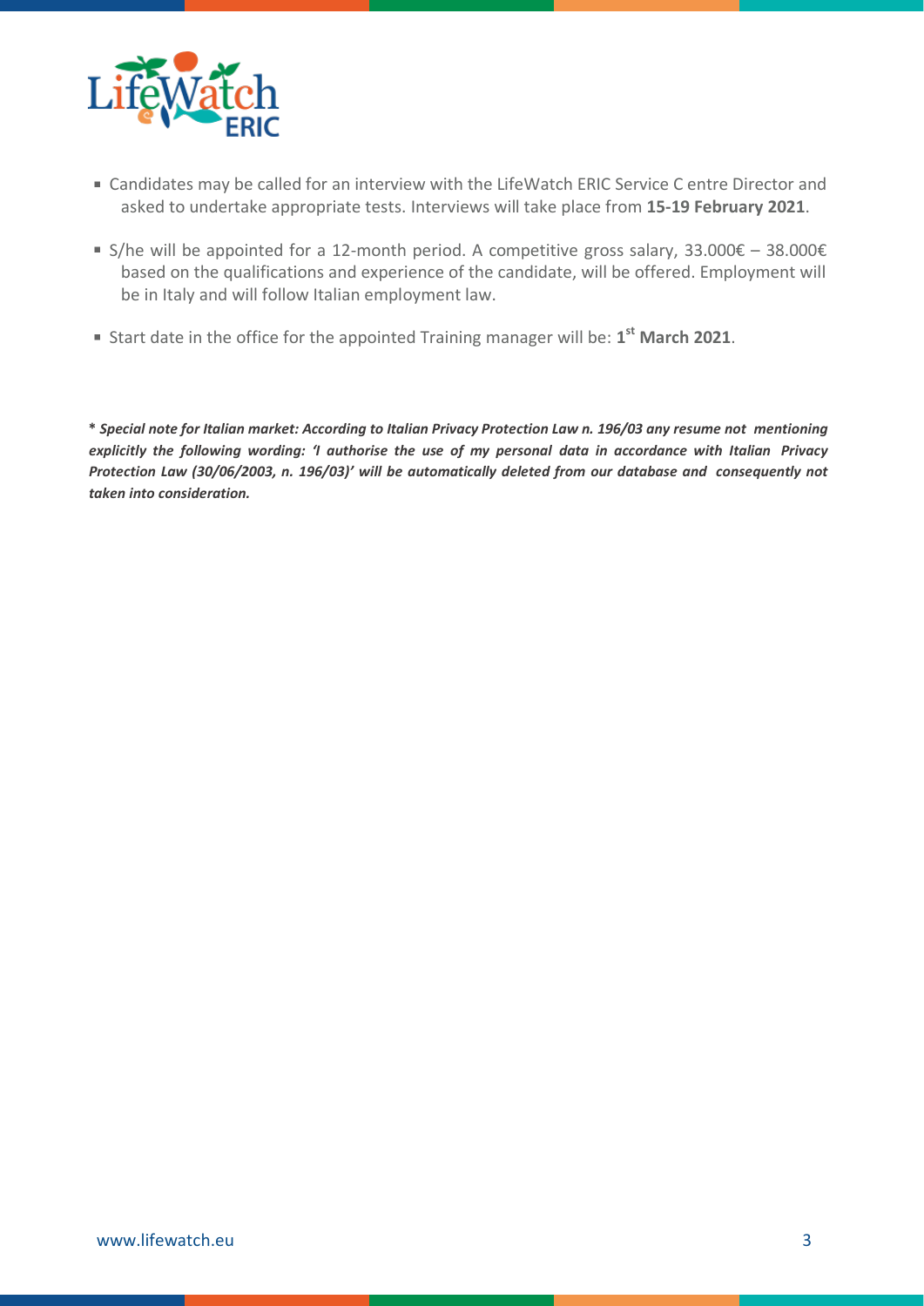- Candidates may be called for an interview with the LifeWatch ERIC Service C entre Director and asked to undertake appropriate tests. Interviews will take place from **15-19 February 2021**.
- S/he will be appointed for a 12-month period. A competitive gross salary, 33.000€ – 38.000€ based on the qualifications and experience of the candidate, will be offered. Employment will be in Italy and will follow Italian employment law.
- Start date in the office for the appointed Training manager will be: **1st March 2021**.

**\*** ***Special note for Italian market: According to Italian Privacy Protection Law n. 196/03 any resume not mentioning explicitly the following wording: 'I authorise the use of my personal data in accordance with Italian Privacy Protection Law (30/06/2003, n. 196/03)' will be automatically deleted from our database and consequently not taken into consideration.***